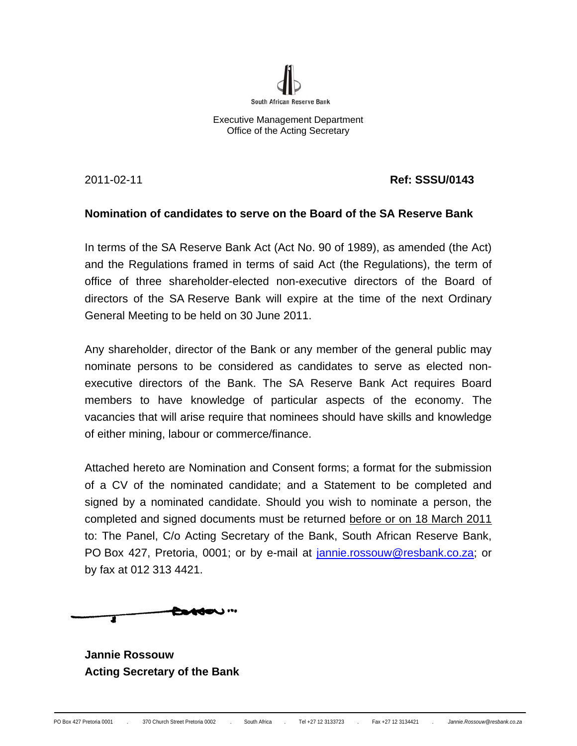South African Reserve Bank

Executive Management Department
Office of the Acting Secretary

2011-02-11 **Ref: SSSU/0143**

**Nomination of candidates to serve on the Board of the SA Reserve Bank**

In terms of the SA Reserve Bank Act (Act No. 90 of 1989), as amended (the Act) and the Regulations framed in terms of said Act (the Regulations), the term of office of three shareholder-elected non-executive directors of the Board of directors of the SA Reserve Bank will expire at the time of the next Ordinary General Meeting to be held on 30 June 2011.

Any shareholder, director of the Bank or any member of the general public may nominate persons to be considered as candidates to serve as elected non-executive directors of the Bank. The SA Reserve Bank Act requires Board members to have knowledge of particular aspects of the economy. The vacancies that will arise require that nominees should have skills and knowledge of either mining, labour or commerce/finance.

Attached hereto are Nomination and Consent forms; a format for the submission of a CV of the nominated candidate; and a Statement to be completed and signed by a nominated candidate. Should you wish to nominate a person, the completed and signed documents must be returned before or on 18 March 2011 to: The Panel, C/o Acting Secretary of the Bank, South African Reserve Bank, PO Box 427, Pretoria, 0001; or by e-mail at jannie.rossouw@resbank.co.za; or by fax at 012 313 4421.

**Jannie Rossouw**
**Acting Secretary of the Bank**

PO Box 427 Pretoria 0001 . 370 Church Street Pretoria 0002 . South Africa . Tel +27 12 3133723 . Fax +27 12 3134421 . Jannie.Rossouw@resbank.co.za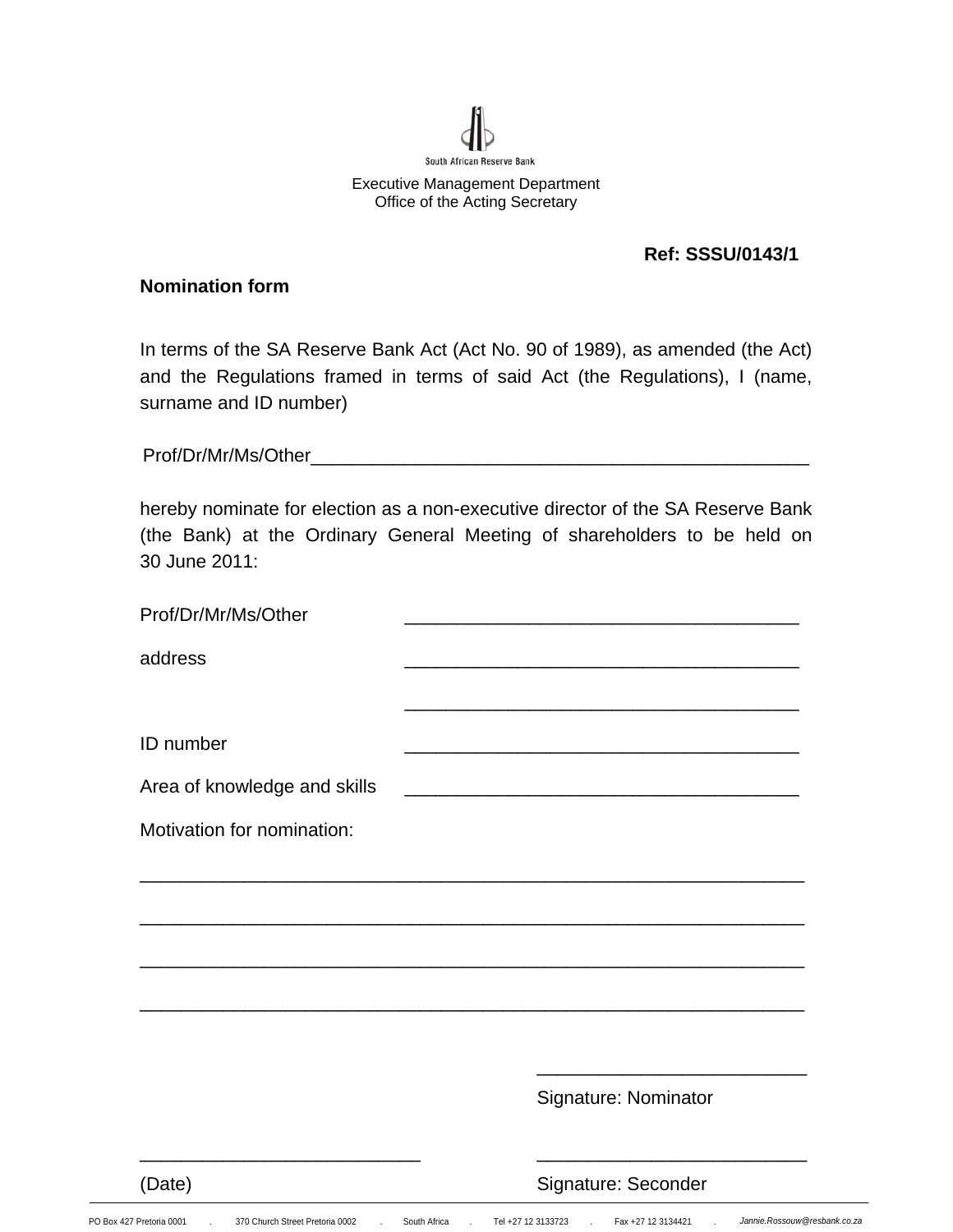South African Reserve Bank

Executive Management Department
Office of the Acting Secretary

**Ref: SSSU/0143/1**

**Nomination form**

In terms of the SA Reserve Bank Act (Act No. 90 of 1989), as amended (the Act) and the Regulations framed in terms of said Act (the Regulations), I (name, surname and ID number)

Prof/Dr/Mr/Ms/Other_________________________________________________

hereby nominate for election as a non-executive director of the SA Reserve Bank (the Bank) at the Ordinary General Meeting of shareholders to be held on 30 June 2011:

Prof/Dr/Mr/Ms/Other _______________________________________

address _______________________________________

_______________________________________

ID number _______________________________________

Area of knowledge and skills _______________________________________

Motivation for nomination:

_________________________________________________________________

_________________________________________________________________

_________________________________________________________________

_________________________________________________________________

__________________________
Signature: Nominator

__________________________
(Date)

__________________________
Signature: Seconder

PO Box 427 Pretoria 0001 . 370 Church Street Pretoria 0002 . South Africa . Tel +27 12 3133723 . Fax +27 12 3134421 . Jannie.Rossouw@resbank.co.za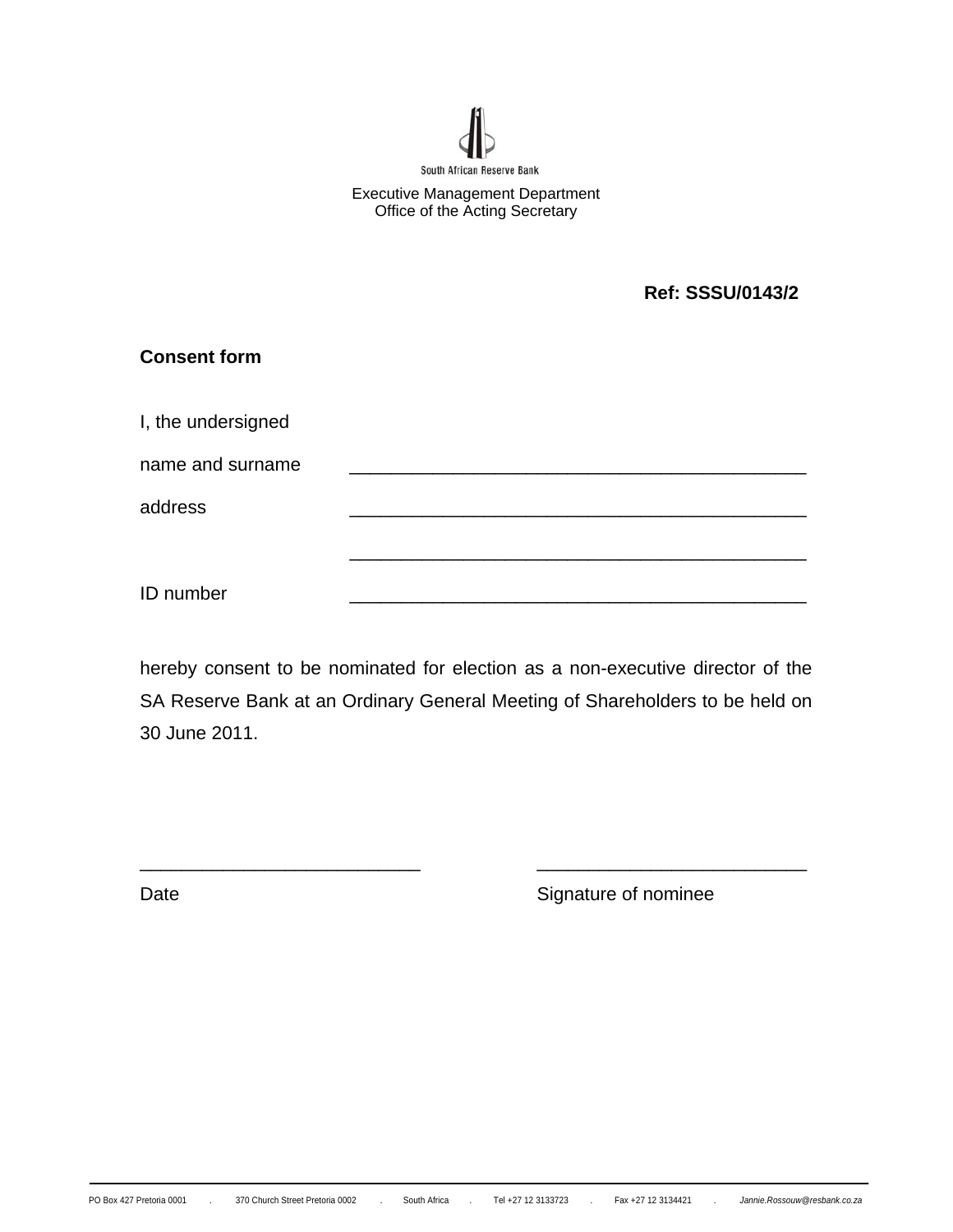South African Reserve Bank

Executive Management Department
Office of the Acting Secretary

**Ref: SSSU/0143/2**

**Consent form**

I, the undersigned

name and surname ______________________________________________

address ______________________________________________

______________________________________________

ID number ______________________________________________

hereby consent to be nominated for election as a non-executive director of the SA Reserve Bank at an Ordinary General Meeting of Shareholders to be held on 30 June 2011.

___________________________ ___________________________

Date Signature of nominee

PO Box 427 Pretoria 0001 . 370 Church Street Pretoria 0002 . South Africa . Tel +27 12 3133723 . Fax +27 12 3134421 . *Jannie.Rossouw@resbank.co.za*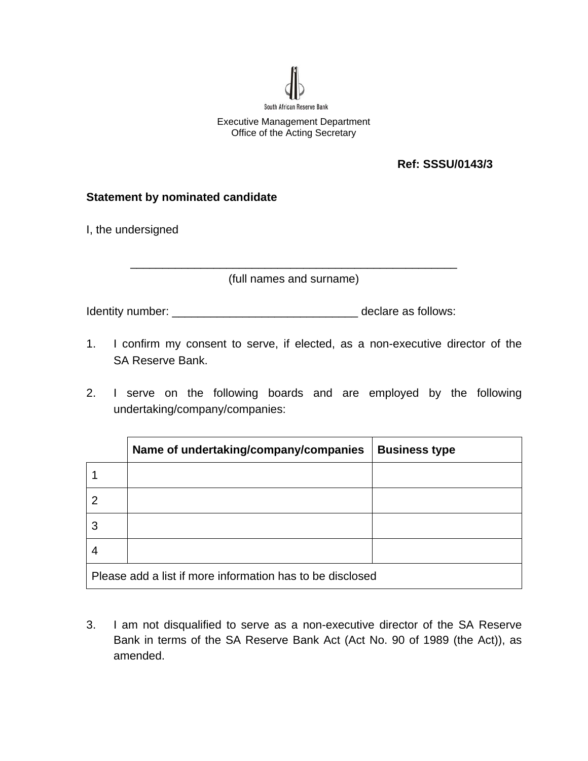South African Reserve Bank

Executive Management Department
Office of the Acting Secretary

**Ref: SSSU/0143/3**

**Statement by nominated candidate**

I, the undersigned

\_\_\_\_\_\_\_\_\_\_\_\_\_\_\_\_\_\_\_\_\_\_\_\_\_\_\_\_\_\_\_\_\_\_\_\_\_\_\_\_\_\_\_\_\_\_\_\_\_\_\_\_
(full names and surname)

Identity number: \_\_\_\_\_\_\_\_\_\_\_\_\_\_\_\_\_\_\_\_\_\_\_\_\_\_\_\_\_\_ declare as follows:

1. I confirm my consent to serve, if elected, as a non-executive director of the SA Reserve Bank.

2. I serve on the following boards and are employed by the following undertaking/company/companies:

| | **Name of undertaking/company/companies** | **Business type** |
|---|---|---|
| 1 | | |
| 2 | | |
| 3 | | |
| 4 | | |
| Please add a list if more information has to be disclosed | | |

3. I am not disqualified to serve as a non-executive director of the SA Reserve Bank in terms of the SA Reserve Bank Act (Act No. 90 of 1989 (the Act)), as amended.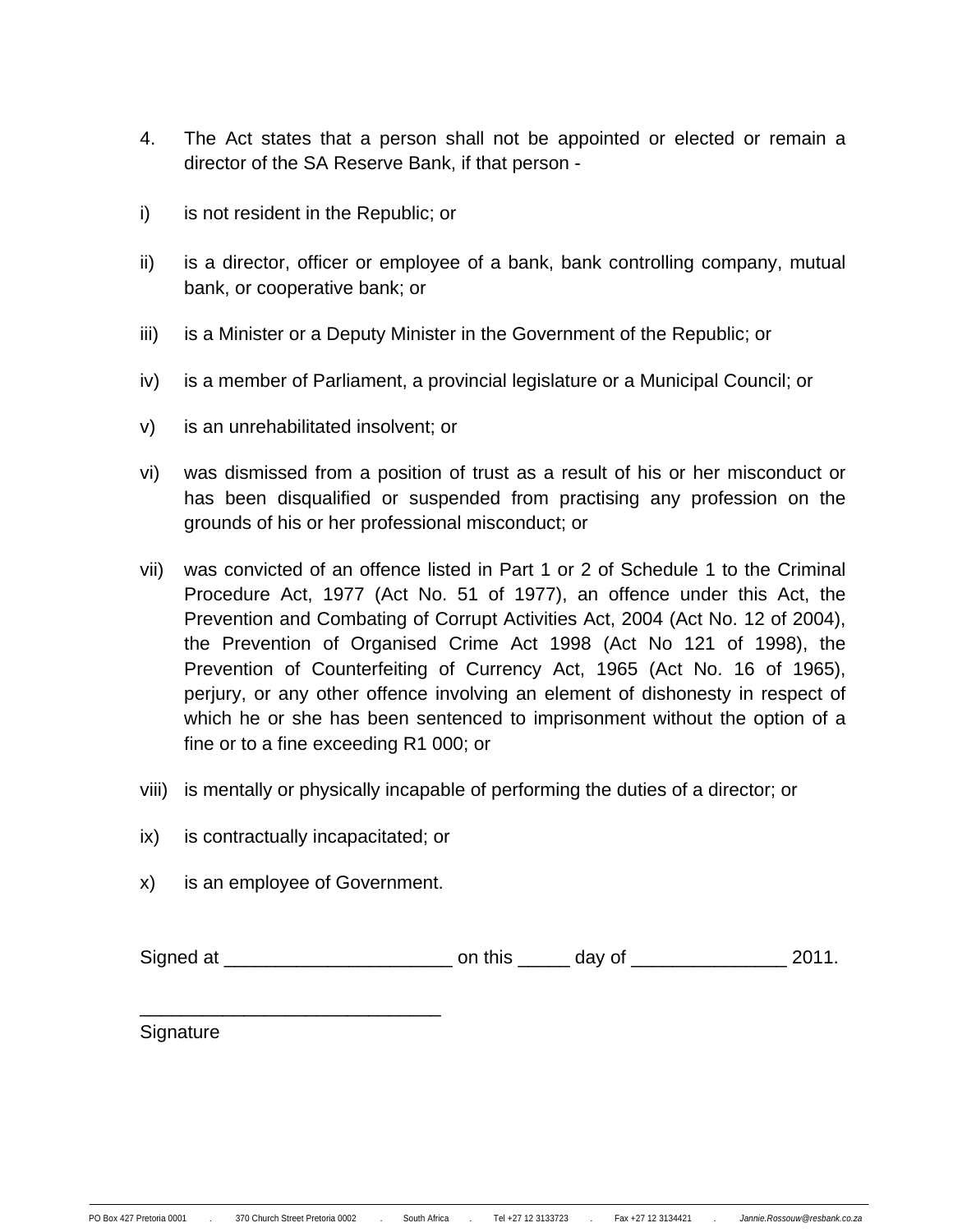4. The Act states that a person shall not be appointed or elected or remain a director of the SA Reserve Bank, if that person -

i) is not resident in the Republic; or

ii) is a director, officer or employee of a bank, bank controlling company, mutual bank, or cooperative bank; or

iii) is a Minister or a Deputy Minister in the Government of the Republic; or

iv) is a member of Parliament, a provincial legislature or a Municipal Council; or

v) is an unrehabilitated insolvent; or

vi) was dismissed from a position of trust as a result of his or her misconduct or has been disqualified or suspended from practising any profession on the grounds of his or her professional misconduct; or

vii) was convicted of an offence listed in Part 1 or 2 of Schedule 1 to the Criminal Procedure Act, 1977 (Act No. 51 of 1977), an offence under this Act, the Prevention and Combating of Corrupt Activities Act, 2004 (Act No. 12 of 2004), the Prevention of Organised Crime Act 1998 (Act No 121 of 1998), the Prevention of Counterfeiting of Currency Act, 1965 (Act No. 16 of 1965), perjury, or any other offence involving an element of dishonesty in respect of which he or she has been sentenced to imprisonment without the option of a fine or to a fine exceeding R1 000; or

viii) is mentally or physically incapable of performing the duties of a director; or

ix) is contractually incapacitated; or

x) is an employee of Government.

Signed at ______________________ on this _____ day of _______________ 2011.

_____________________________
Signature

PO Box 427 Pretoria 0001 . 370 Church Street Pretoria 0002 . South Africa . Tel +27 12 3133723 . Fax +27 12 3134421 . *Jannie.Rossouw@resbank.co.za*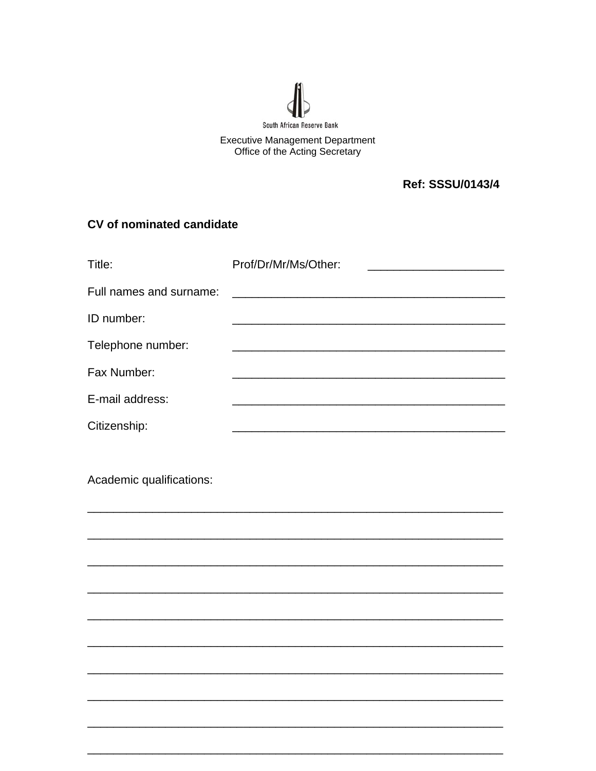South African Reserve Bank

Executive Management Department
Office of the Acting Secretary

**Ref: SSSU/0143/4**

**CV of nominated candidate**

Title: Prof/Dr/Mr/Ms/Other: ____________________

Full names and surname: ________________________________________

ID number: ________________________________________

Telephone number: ________________________________________

Fax Number: ________________________________________

E-mail address: ________________________________________

Citizenship: ________________________________________

Academic qualifications:

______________________________________________________________

______________________________________________________________

______________________________________________________________

______________________________________________________________

______________________________________________________________

______________________________________________________________

______________________________________________________________

______________________________________________________________

______________________________________________________________

______________________________________________________________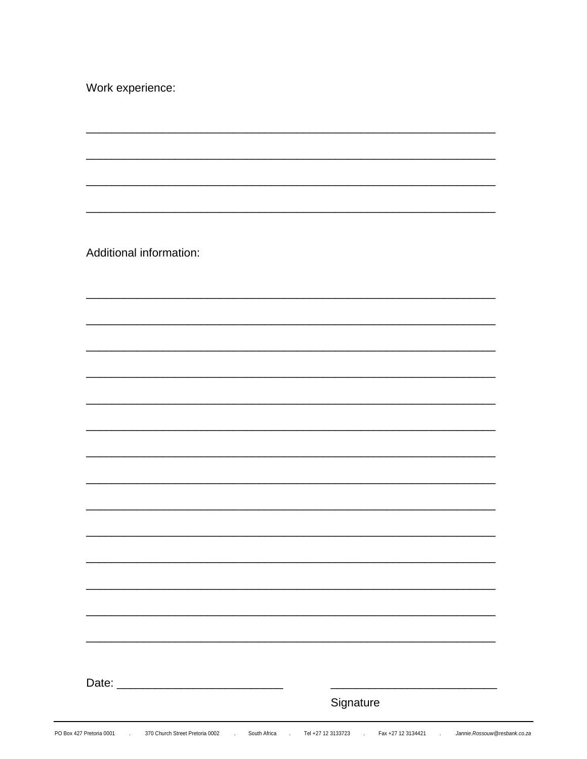Work experience:

\_\_\_\_\_\_\_\_\_\_\_\_\_\_\_\_\_\_\_\_\_\_\_\_\_\_\_\_\_\_\_\_\_\_\_\_\_\_\_\_\_\_\_\_\_\_\_\_\_\_\_\_\_\_\_\_\_\_\_\_

\_\_\_\_\_\_\_\_\_\_\_\_\_\_\_\_\_\_\_\_\_\_\_\_\_\_\_\_\_\_\_\_\_\_\_\_\_\_\_\_\_\_\_\_\_\_\_\_\_\_\_\_\_\_\_\_\_\_\_\_

\_\_\_\_\_\_\_\_\_\_\_\_\_\_\_\_\_\_\_\_\_\_\_\_\_\_\_\_\_\_\_\_\_\_\_\_\_\_\_\_\_\_\_\_\_\_\_\_\_\_\_\_\_\_\_\_\_\_\_\_

\_\_\_\_\_\_\_\_\_\_\_\_\_\_\_\_\_\_\_\_\_\_\_\_\_\_\_\_\_\_\_\_\_\_\_\_\_\_\_\_\_\_\_\_\_\_\_\_\_\_\_\_\_\_\_\_\_\_\_\_

Additional information:

\_\_\_\_\_\_\_\_\_\_\_\_\_\_\_\_\_\_\_\_\_\_\_\_\_\_\_\_\_\_\_\_\_\_\_\_\_\_\_\_\_\_\_\_\_\_\_\_\_\_\_\_\_\_\_\_\_\_\_\_

\_\_\_\_\_\_\_\_\_\_\_\_\_\_\_\_\_\_\_\_\_\_\_\_\_\_\_\_\_\_\_\_\_\_\_\_\_\_\_\_\_\_\_\_\_\_\_\_\_\_\_\_\_\_\_\_\_\_\_\_

\_\_\_\_\_\_\_\_\_\_\_\_\_\_\_\_\_\_\_\_\_\_\_\_\_\_\_\_\_\_\_\_\_\_\_\_\_\_\_\_\_\_\_\_\_\_\_\_\_\_\_\_\_\_\_\_\_\_\_\_

\_\_\_\_\_\_\_\_\_\_\_\_\_\_\_\_\_\_\_\_\_\_\_\_\_\_\_\_\_\_\_\_\_\_\_\_\_\_\_\_\_\_\_\_\_\_\_\_\_\_\_\_\_\_\_\_\_\_\_\_

\_\_\_\_\_\_\_\_\_\_\_\_\_\_\_\_\_\_\_\_\_\_\_\_\_\_\_\_\_\_\_\_\_\_\_\_\_\_\_\_\_\_\_\_\_\_\_\_\_\_\_\_\_\_\_\_\_\_\_\_

\_\_\_\_\_\_\_\_\_\_\_\_\_\_\_\_\_\_\_\_\_\_\_\_\_\_\_\_\_\_\_\_\_\_\_\_\_\_\_\_\_\_\_\_\_\_\_\_\_\_\_\_\_\_\_\_\_\_\_\_

\_\_\_\_\_\_\_\_\_\_\_\_\_\_\_\_\_\_\_\_\_\_\_\_\_\_\_\_\_\_\_\_\_\_\_\_\_\_\_\_\_\_\_\_\_\_\_\_\_\_\_\_\_\_\_\_\_\_\_\_

\_\_\_\_\_\_\_\_\_\_\_\_\_\_\_\_\_\_\_\_\_\_\_\_\_\_\_\_\_\_\_\_\_\_\_\_\_\_\_\_\_\_\_\_\_\_\_\_\_\_\_\_\_\_\_\_\_\_\_\_

\_\_\_\_\_\_\_\_\_\_\_\_\_\_\_\_\_\_\_\_\_\_\_\_\_\_\_\_\_\_\_\_\_\_\_\_\_\_\_\_\_\_\_\_\_\_\_\_\_\_\_\_\_\_\_\_\_\_\_\_

\_\_\_\_\_\_\_\_\_\_\_\_\_\_\_\_\_\_\_\_\_\_\_\_\_\_\_\_\_\_\_\_\_\_\_\_\_\_\_\_\_\_\_\_\_\_\_\_\_\_\_\_\_\_\_\_\_\_\_\_

\_\_\_\_\_\_\_\_\_\_\_\_\_\_\_\_\_\_\_\_\_\_\_\_\_\_\_\_\_\_\_\_\_\_\_\_\_\_\_\_\_\_\_\_\_\_\_\_\_\_\_\_\_\_\_\_\_\_\_\_

\_\_\_\_\_\_\_\_\_\_\_\_\_\_\_\_\_\_\_\_\_\_\_\_\_\_\_\_\_\_\_\_\_\_\_\_\_\_\_\_\_\_\_\_\_\_\_\_\_\_\_\_\_\_\_\_\_\_\_\_

\_\_\_\_\_\_\_\_\_\_\_\_\_\_\_\_\_\_\_\_\_\_\_\_\_\_\_\_\_\_\_\_\_\_\_\_\_\_\_\_\_\_\_\_\_\_\_\_\_\_\_\_\_\_\_\_\_\_\_\_

\_\_\_\_\_\_\_\_\_\_\_\_\_\_\_\_\_\_\_\_\_\_\_\_\_\_\_\_\_\_\_\_\_\_\_\_\_\_\_\_\_\_\_\_\_\_\_\_\_\_\_\_\_\_\_\_\_\_\_\_

Date: \_\_\_\_\_\_\_\_\_\_\_\_\_\_\_\_\_\_\_\_\_\_\_\_\_\_ \_\_\_\_\_\_\_\_\_\_\_\_\_\_\_\_\_\_\_\_\_\_\_\_\_\_

Signature

PO Box 427 Pretoria 0001 . 370 Church Street Pretoria 0002 . South Africa . Tel +27 12 3133723 . Fax +27 12 3134421 . *Jannie.Rossouw@resbank.co.za*